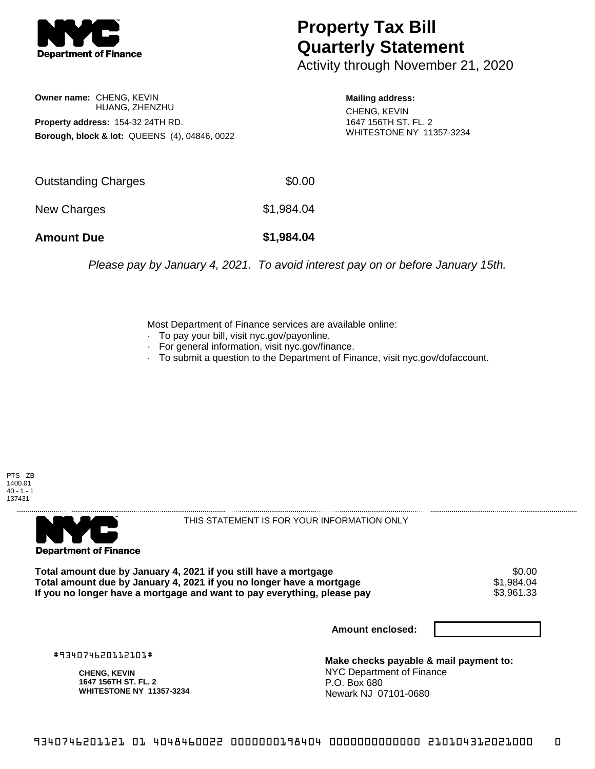# Property Tax Bill Quarterly Statement

Activity through November 21, 2020

**Owner name:** CHENG, KEVIN
HUANG, ZHENZHU

**Property address:** 154-32 24TH RD.

**Borough, block & lot:** QUEENS (4), 04846, 0022

**Mailing address:**
CHENG, KEVIN
1647 156TH ST. FL. 2
WHITESTONE NY 11357-3234

| | |
|---|---|
| Outstanding Charges | $0.00 |
| New Charges | $1,984.04 |
| **Amount Due** | **$1,984.04** |

*Please pay by January 4, 2021. To avoid interest pay on or before January 15th.*

Most Department of Finance services are available online:
- To pay your bill, visit nyc.gov/payonline.
- For general information, visit nyc.gov/finance.
- To submit a question to the Department of Finance, visit nyc.gov/dofaccount.

PTS - ZB
1400.01
40 - 1 - 1
137431

THIS STATEMENT IS FOR YOUR INFORMATION ONLY

| | |
|---|---|
| **Total amount due by January 4, 2021 if you still have a mortgage** | $0.00 |
| **Total amount due by January 4, 2021 if you no longer have a mortgage** | $1,984.04 |
| **If you no longer have a mortgage and want to pay everything, please pay** | $3,961.33 |

**Amount enclosed:**

#934074620112101#

**CHENG, KEVIN**
**1647 156TH ST. FL. 2**
**WHITESTONE NY 11357-3234**

**Make checks payable & mail payment to:**
NYC Department of Finance
P.O. Box 680
Newark NJ 07101-0680

9340746201121 01 4048460022 0000000198404 0000000000000 210104312021000 0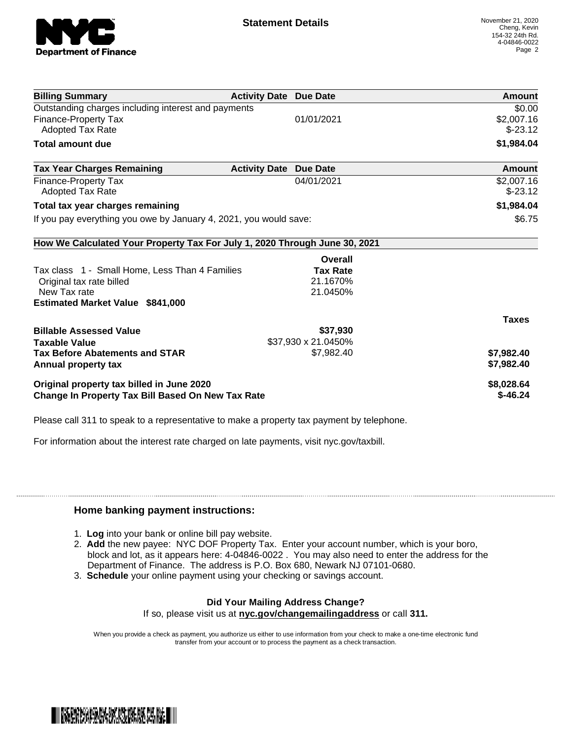# Statement Details

November 21, 2020
Cheng, Kevin
154-32 24th Rd.
4-04846-0022

| Billing Summary | Activity Date | Due Date | Amount |
|---|---|---|---|
| Outstanding charges including interest and payments | | | $0.00 |
| Finance-Property Tax | | 01/01/2021 | $2,007.16 |
| Adopted Tax Rate | | | $-23.12 |
| **Total amount due** | | | **$1,984.04** |

| Tax Year Charges Remaining | Activity Date | Due Date | Amount |
|---|---|---|---|
| Finance-Property Tax | | 04/01/2021 | $2,007.16 |
| Adopted Tax Rate | | | $-23.12 |
| **Total tax year charges remaining** | | | **$1,984.04** |
| If you pay everything you owe by January 4, 2021, you would save: | | | $6.75 |

**How We Calculated Your Property Tax For July 1, 2020 Through June 30, 2021**

| | Overall Tax Rate | |
|---|---|---|
| Tax class 1 - Small Home, Less Than 4 Families | | |
| Original tax rate billed | 21.1670% | |
| New Tax rate | 21.0450% | |
| **Estimated Market Value $841,000** | | |
| | | **Taxes** |
| **Billable Assessed Value** | **$37,930** | |
| **Taxable Value** | $37,930 x 21.0450% | |
| **Tax Before Abatements and STAR** | $7,982.40 | **$7,982.40** |
| **Annual property tax** | | **$7,982.40** |
| **Original property tax billed in June 2020** | | **$8,028.64** |
| **Change In Property Tax Bill Based On New Tax Rate** | | **$-46.24** |

Please call 311 to speak to a representative to make a property tax payment by telephone.

For information about the interest rate charged on late payments, visit nyc.gov/taxbill.

## Home banking payment instructions:

1. **Log** into your bank or online bill pay website.
2. **Add** the new payee: NYC DOF Property Tax. Enter your account number, which is your boro, block and lot, as it appears here: 4-04846-0022 . You may also need to enter the address for the Department of Finance. The address is P.O. Box 680, Newark NJ 07101-0680.
3. **Schedule** your online payment using your checking or savings account.

**Did Your Mailing Address Change?**

If so, please visit us at **nyc.gov/changemailingaddress** or call **311.**

When you provide a check as payment, you authorize us either to use information from your check to make a one-time electronic fund transfer from your account or to process the payment as a check transaction.